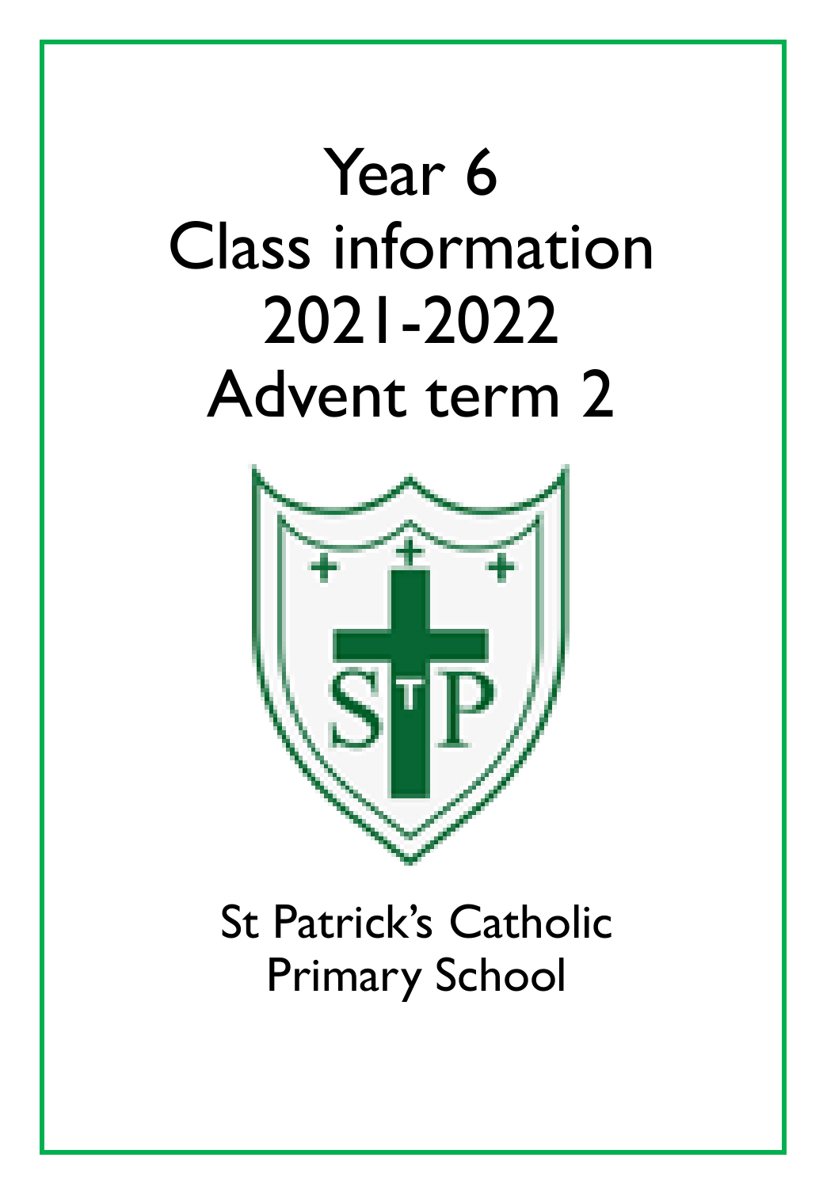# Year 6
# Class information
# 2021-2022
# Advent term 2

St Patrick's Catholic
Primary School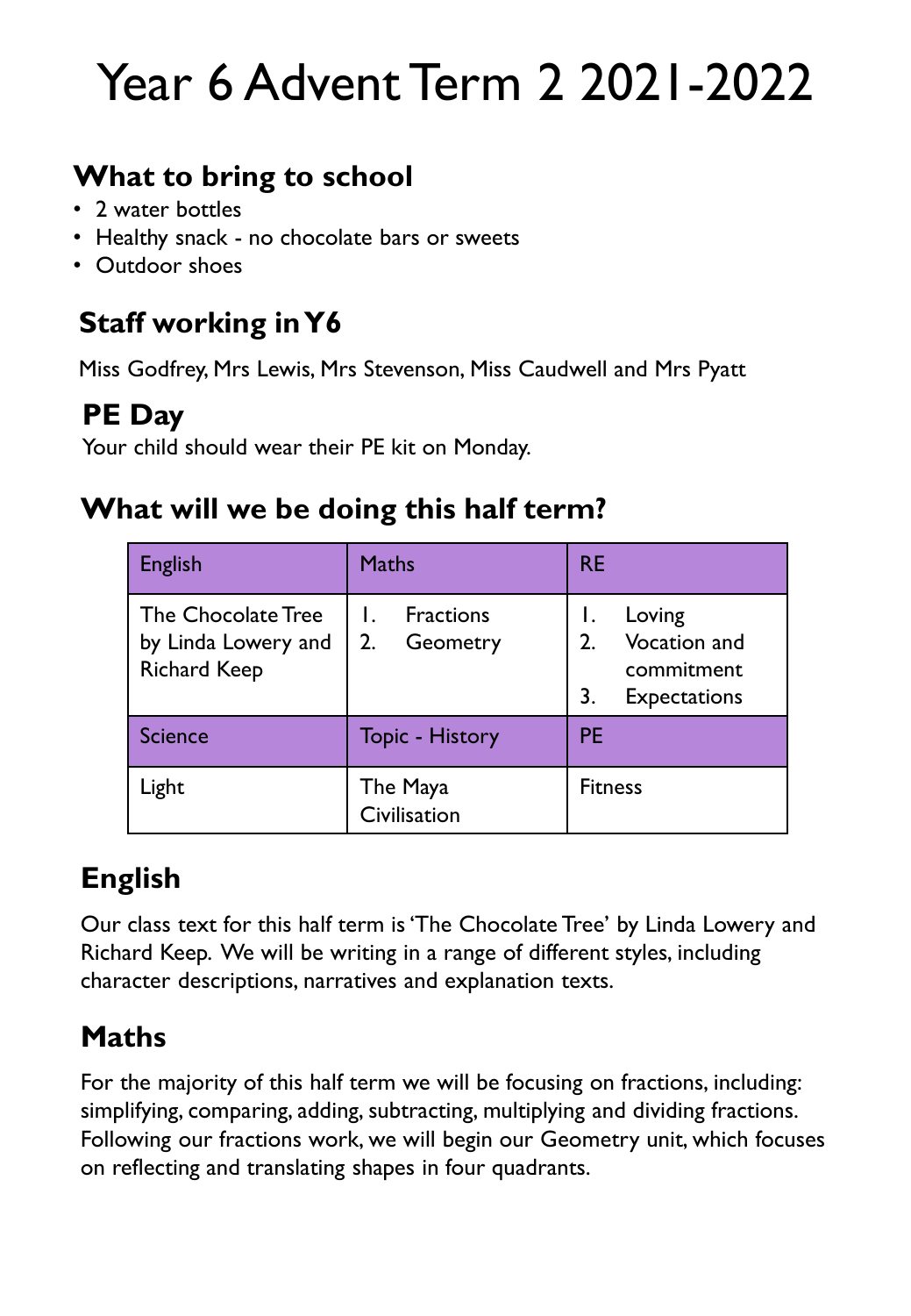# Year 6 Advent Term 2 2021-2022

## What to bring to school

- 2 water bottles
- Healthy snack - no chocolate bars or sweets
- Outdoor shoes

## Staff working in Y6

Miss Godfrey, Mrs Lewis, Mrs Stevenson, Miss Caudwell and Mrs Pyatt

## PE Day

Your child should wear their PE kit on Monday.

## What will we be doing this half term?

| English | Maths | RE |
|---|---|---|
| The Chocolate Tree by Linda Lowery and Richard Keep | 1. Fractions<br>2. Geometry | 1. Loving<br>2. Vocation and commitment<br>3. Expectations |
| **Science** | **Topic - History** | **PE** |
| Light | The Maya Civilisation | Fitness |

## English

Our class text for this half term is 'The Chocolate Tree' by Linda Lowery and Richard Keep. We will be writing in a range of different styles, including character descriptions, narratives and explanation texts.

## Maths

For the majority of this half term we will be focusing on fractions, including: simplifying, comparing, adding, subtracting, multiplying and dividing fractions. Following our fractions work, we will begin our Geometry unit, which focuses on reflecting and translating shapes in four quadrants.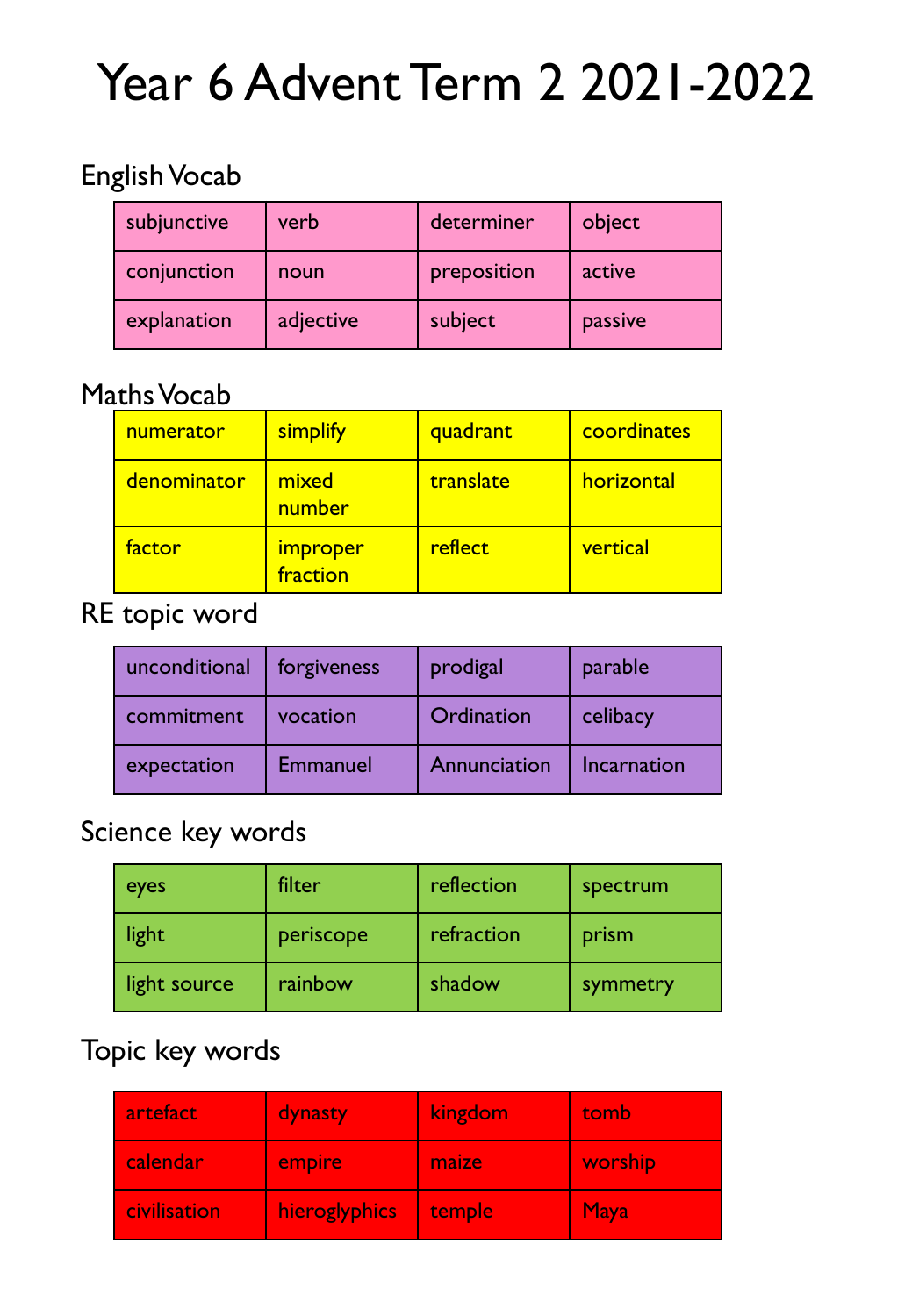# Year 6 Advent Term 2 2021-2022

## English Vocab

| | | | |
|---|---|---|---|
| subjunctive | verb | determiner | object |
| conjunction | noun | preposition | active |
| explanation | adjective | subject | passive |

## Maths Vocab

| | | | |
|---|---|---|---|
| numerator | simplify | quadrant | coordinates |
| denominator | mixed number | translate | horizontal |
| factor | improper fraction | reflect | vertical |

## RE topic word

| | | | |
|---|---|---|---|
| unconditional | forgiveness | prodigal | parable |
| commitment | vocation | Ordination | celibacy |
| expectation | Emmanuel | Annunciation | Incarnation |

## Science key words

| | | | |
|---|---|---|---|
| eyes | filter | reflection | spectrum |
| light | periscope | refraction | prism |
| light source | rainbow | shadow | symmetry |

## Topic key words

| | | | |
|---|---|---|---|
| artefact | dynasty | kingdom | tomb |
| calendar | empire | maize | worship |
| civilisation | hieroglyphics | temple | Maya |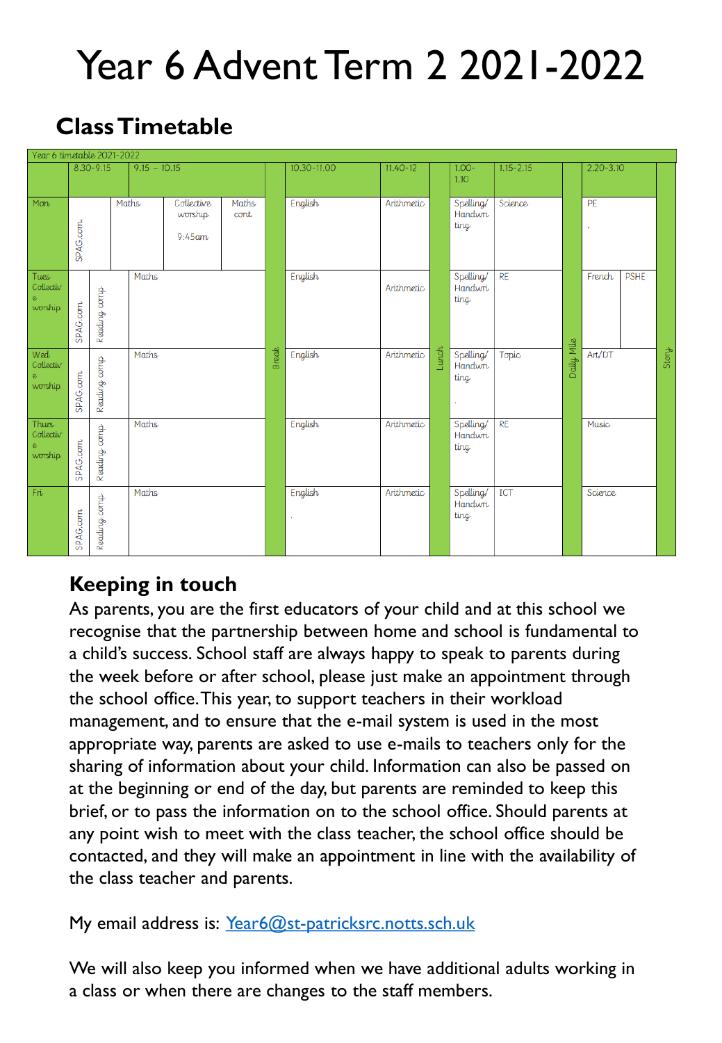# Year 6 Advent Term 2 2021-2022

## Class Timetable

Year 6 timetable 2021-2022

| | 8.30-9.15 | | 9.15 – 10.15 | | | | 10.30-11.00 | 11.40-12 | | 1.00-1.10 | 1.15-2.15 | | 2.20-3.10 | | |
|---|---|---|---|---|---|---|---|---|---|---|---|---|---|---|---|
| Mon | SPAG.com | | Maths | Collective worship 9:45am | Maths cont. | Break | English | Arithmetic | Lunch | Spelling/ Handwriting | Science | Daily Mile | PE | | Story |
| Tues Collective worship | SPAG.com | Reading comp. | Maths | | | Break | English | Arithmetic | Lunch | Spelling/ Handwriting | RE | Daily Mile | French | PSHE | Story |
| Wed Collective worship | SPAG.com | Reading comp. | Maths | | | Break | English | Arithmetic | Lunch | Spelling/ Handwriting | Topic | Daily Mile | Art/DT | | Story |
| Thurs Collective worship | SPAG.com | Reading comp. | Maths | | | Break | English | Arithmetic | Lunch | Spelling/ Handwriting | RE | Daily Mile | Music | | Story |
| Fri | SPAG.com | Reading comp. | Maths | | | Break | English | Arithmetic | Lunch | Spelling/ Handwriting | ICT | Daily Mile | Science | | Story |

### Keeping in touch

As parents, you are the first educators of your child and at this school we recognise that the partnership between home and school is fundamental to a child's success. School staff are always happy to speak to parents during the week before or after school, please just make an appointment through the school office. This year, to support teachers in their workload management, and to ensure that the e-mail system is used in the most appropriate way, parents are asked to use e-mails to teachers only for the sharing of information about your child. Information can also be passed on at the beginning or end of the day, but parents are reminded to keep this brief, or to pass the information on to the school office. Should parents at any point wish to meet with the class teacher, the school office should be contacted, and they will make an appointment in line with the availability of the class teacher and parents.

My email address is: Year6@st-patricksrc.notts.sch.uk

We will also keep you informed when we have additional adults working in a class or when there are changes to the staff members.